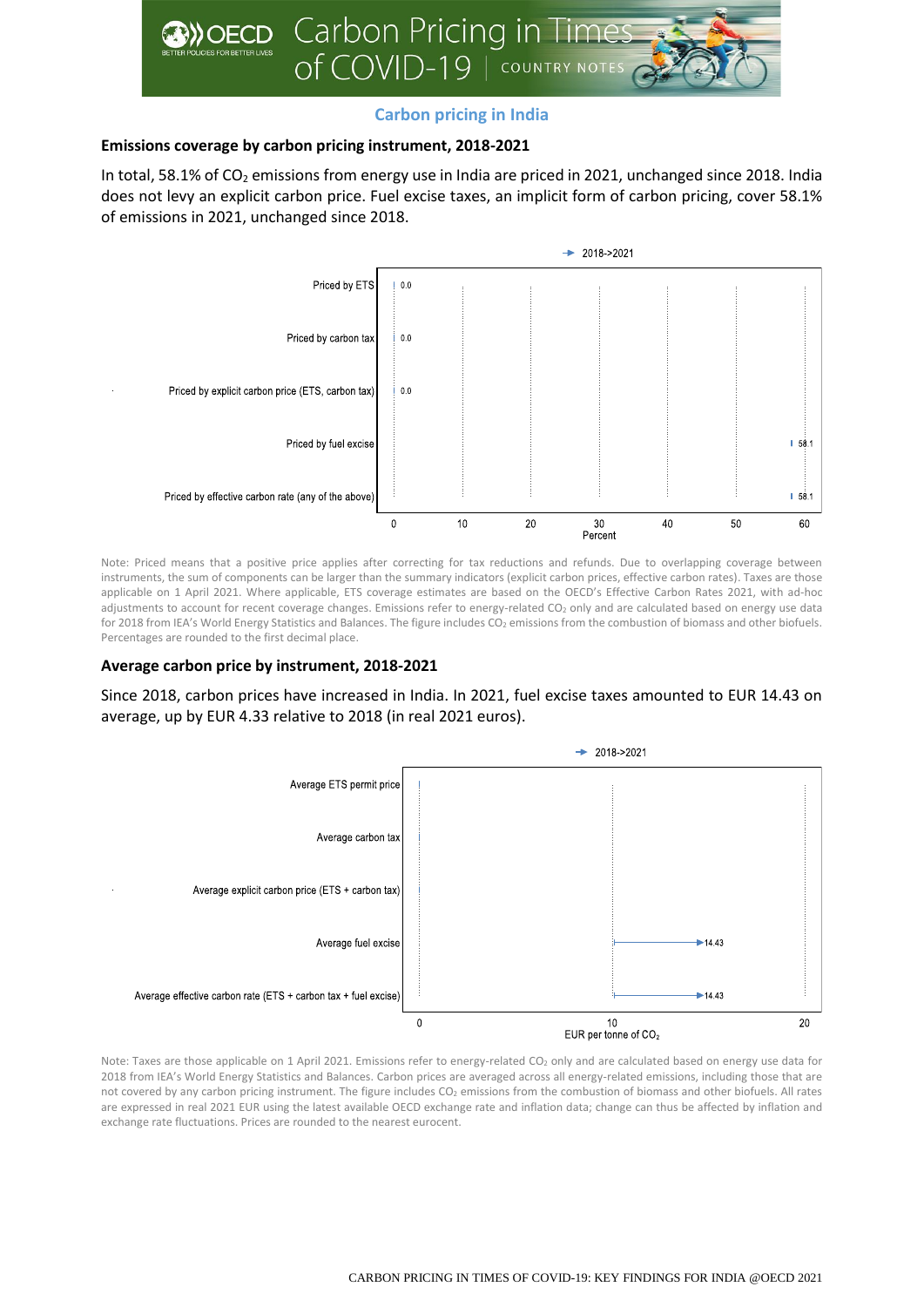## Carbon pricing in India

### Emissions coverage by carbon pricing instrument, 2018-2021

In total, 58.1% of $CO_2$ emissions from energy use in India are priced in 2021, unchanged since 2018. India does not levy an explicit carbon price. Fuel excise taxes, an implicit form of carbon pricing, cover 58.1% of emissions in 2021, unchanged since 2018.

| Instrument | 2018->2021 (Percent) |
|---|---|
| Priced by ETS | 0.0 |
| Priced by carbon tax | 0.0 |
| Priced by explicit carbon price (ETS, carbon tax) | 0.0 |
| Priced by fuel excise | 58.1 |
| Priced by effective carbon rate (any of the above) | 58.1 |

Note: Priced means that a positive price applies after correcting for tax reductions and refunds. Due to overlapping coverage between instruments, the sum of components can be larger than the summary indicators (explicit carbon prices, effective carbon rates). Taxes are those applicable on 1 April 2021. Where applicable, ETS coverage estimates are based on the OECD's Effective Carbon Rates 2021, with ad-hoc adjustments to account for recent coverage changes. Emissions refer to energy-related $CO_2$ only and are calculated based on energy use data for 2018 from IEA's World Energy Statistics and Balances. The figure includes $CO_2$ emissions from the combustion of biomass and other biofuels. Percentages are rounded to the first decimal place.

### Average carbon price by instrument, 2018-2021

Since 2018, carbon prices have increased in India. In 2021, fuel excise taxes amounted to EUR 14.43 on average, up by EUR 4.33 relative to 2018 (in real 2021 euros).

| Instrument | 2018->2021 (EUR per tonne of $CO_2$) |
|---|---|
| Average ETS permit price | |
| Average carbon tax | |
| Average explicit carbon price (ETS + carbon tax) | |
| Average fuel excise | 14.43 |
| Average effective carbon rate (ETS + carbon tax + fuel excise) | 14.43 |

Note: Taxes are those applicable on 1 April 2021. Emissions refer to energy-related $CO_2$ only and are calculated based on energy use data for 2018 from IEA's World Energy Statistics and Balances. Carbon prices are averaged across all energy-related emissions, including those that are not covered by any carbon pricing instrument. The figure includes $CO_2$ emissions from the combustion of biomass and other biofuels. All rates are expressed in real 2021 EUR using the latest available OECD exchange rate and inflation data; change can thus be affected by inflation and exchange rate fluctuations. Prices are rounded to the nearest eurocent.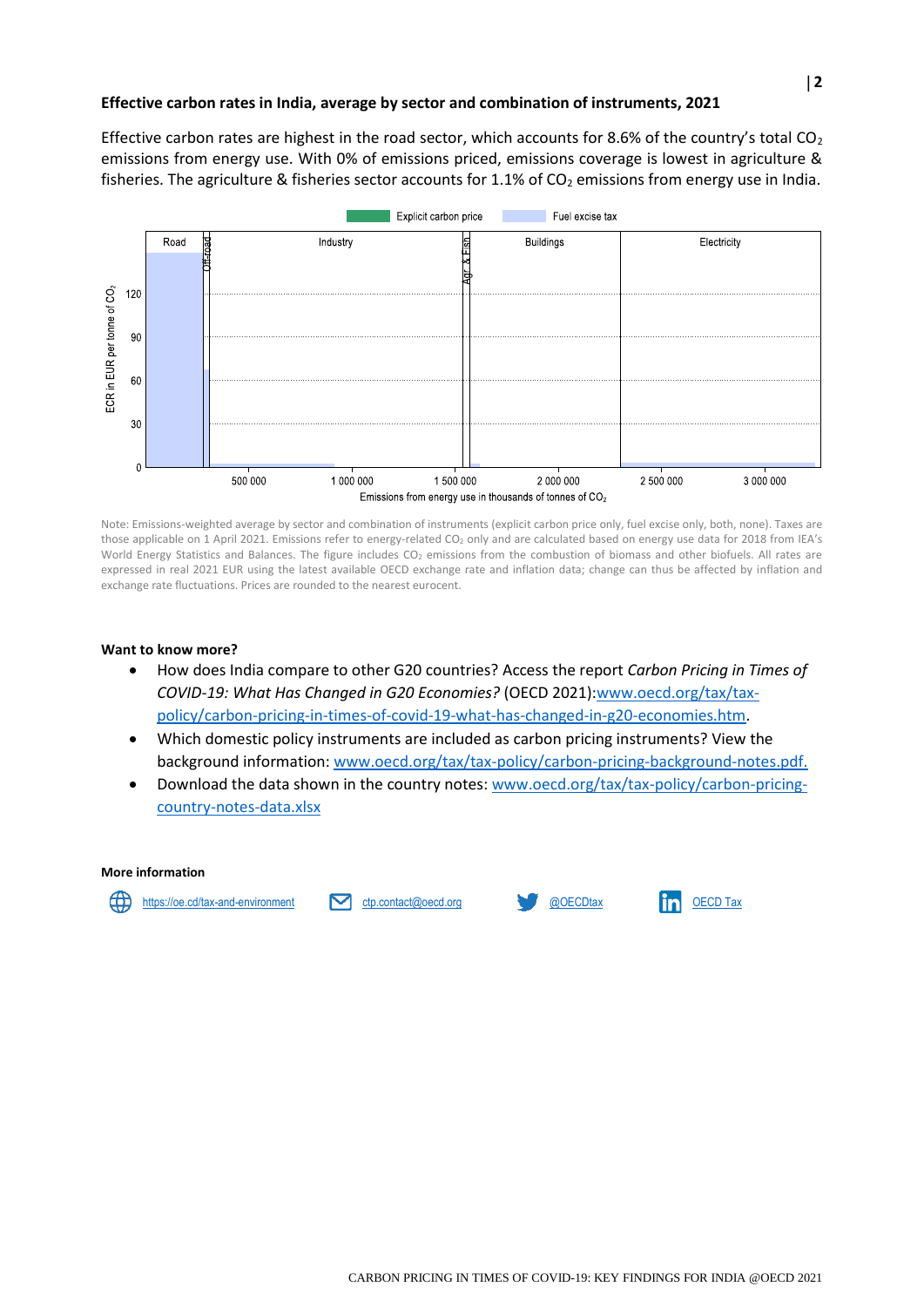**Effective carbon rates in India, average by sector and combination of instruments, 2021**

Effective carbon rates are highest in the road sector, which accounts for 8.6% of the country's total $CO_2$ emissions from energy use. With 0% of emissions priced, emissions coverage is lowest in agriculture & fisheries. The agriculture & fisheries sector accounts for 1.1% of $CO_2$ emissions from energy use in India.

Explicit carbon price
Fuel excise tax

Road
Off-road
Industry
Agr. & Fish
Buildings
Electricity

ECR in EUR per tonne of $CO_2$
0
30
60
90
120

500 000
1 000 000
1 500 000
2 000 000
2 500 000
3 000 000
Emissions from energy use in thousands of tonnes of $CO_2$

Note: Emissions-weighted average by sector and combination of instruments (explicit carbon price only, fuel excise only, both, none). Taxes are those applicable on 1 April 2021. Emissions refer to energy-related $CO_2$ only and are calculated based on energy use data for 2018 from IEA's World Energy Statistics and Balances. The figure includes $CO_2$ emissions from the combustion of biomass and other biofuels. All rates are expressed in real 2021 EUR using the latest available OECD exchange rate and inflation data; change can thus be affected by inflation and exchange rate fluctuations. Prices are rounded to the nearest eurocent.

**Want to know more?**

- How does India compare to other G20 countries? Access the report *Carbon Pricing in Times of COVID-19: What Has Changed in G20 Economies?* (OECD 2021):[www.oecd.org/tax/tax-policy/carbon-pricing-in-times-of-covid-19-what-has-changed-in-g20-economies.htm](www.oecd.org/tax/tax-policy/carbon-pricing-in-times-of-covid-19-what-has-changed-in-g20-economies.htm).
- Which domestic policy instruments are included as carbon pricing instruments? View the background information: [www.oecd.org/tax/tax-policy/carbon-pricing-background-notes.pdf.](www.oecd.org/tax/tax-policy/carbon-pricing-background-notes.pdf)
- Download the data shown in the country notes: [www.oecd.org/tax/tax-policy/carbon-pricing-country-notes-data.xlsx](www.oecd.org/tax/tax-policy/carbon-pricing-country-notes-data.xlsx)

**More information**

[https://oe.cd/tax-and-environment](https://oe.cd/tax-and-environment) [ctp.contact@oecd.org](mailto:ctp.contact@oecd.org) @OECDtax OECD Tax